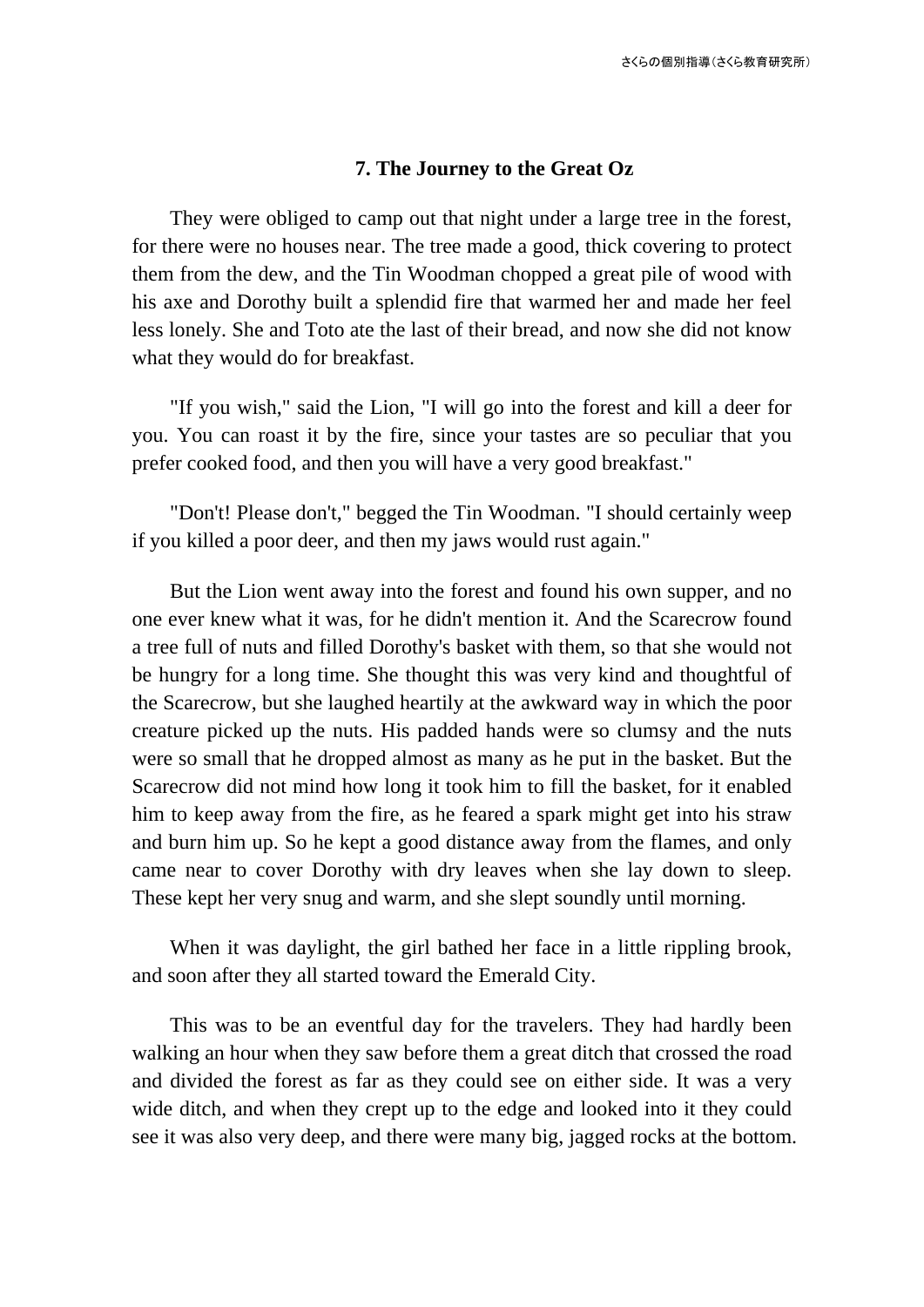## 7. The Journey to the Great Oz

They were obliged to camp out that night under a large tree in the forest, for there were no houses near. The tree made a good, thick covering to protect them from the dew, and the Tin Woodman chopped a great pile of wood with his axe and Dorothy built a splendid fire that warmed her and made her feel less lonely. She and Toto ate the last of their bread, and now she did not know what they would do for breakfast.

"If you wish," said the Lion, "I will go into the forest and kill a deer for you. You can roast it by the fire, since your tastes are so peculiar that you prefer cooked food, and then you will have a very good breakfast."

"Don't! Please don't," begged the Tin Woodman. "I should certainly weep if you killed a poor deer, and then my jaws would rust again."

But the Lion went away into the forest and found his own supper, and no one ever knew what it was, for he didn't mention it. And the Scarecrow found a tree full of nuts and filled Dorothy's basket with them, so that she would not be hungry for a long time. She thought this was very kind and thoughtful of the Scarecrow, but she laughed heartily at the awkward way in which the poor creature picked up the nuts. His padded hands were so clumsy and the nuts were so small that he dropped almost as many as he put in the basket. But the Scarecrow did not mind how long it took him to fill the basket, for it enabled him to keep away from the fire, as he feared a spark might get into his straw and burn him up. So he kept a good distance away from the flames, and only came near to cover Dorothy with dry leaves when she lay down to sleep. These kept her very snug and warm, and she slept soundly until morning.

When it was daylight, the girl bathed her face in a little rippling brook, and soon after they all started toward the Emerald City.

This was to be an eventful day for the travelers. They had hardly been walking an hour when they saw before them a great ditch that crossed the road and divided the forest as far as they could see on either side. It was a very wide ditch, and when they crept up to the edge and looked into it they could see it was also very deep, and there were many big, jagged rocks at the bottom.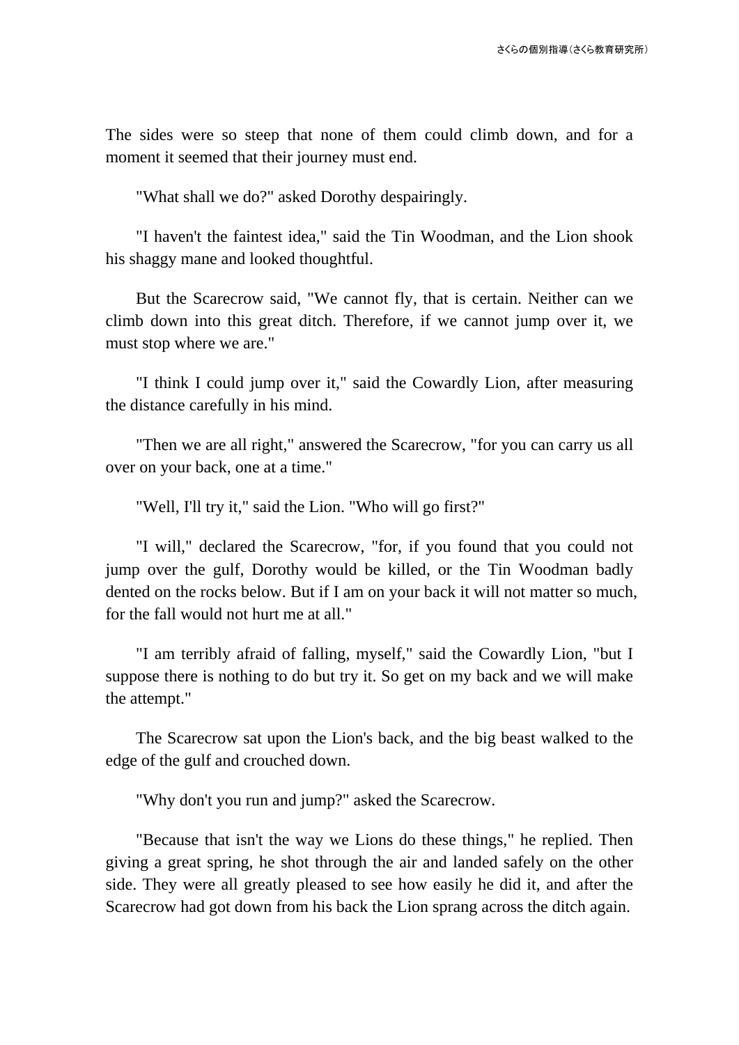The sides were so steep that none of them could climb down, and for a moment it seemed that their journey must end.

"What shall we do?" asked Dorothy despairingly.

"I haven't the faintest idea," said the Tin Woodman, and the Lion shook his shaggy mane and looked thoughtful.

But the Scarecrow said, "We cannot fly, that is certain. Neither can we climb down into this great ditch. Therefore, if we cannot jump over it, we must stop where we are."

"I think I could jump over it," said the Cowardly Lion, after measuring the distance carefully in his mind.

"Then we are all right," answered the Scarecrow, "for you can carry us all over on your back, one at a time."

"Well, I'll try it," said the Lion. "Who will go first?"

"I will," declared the Scarecrow, "for, if you found that you could not jump over the gulf, Dorothy would be killed, or the Tin Woodman badly dented on the rocks below. But if I am on your back it will not matter so much, for the fall would not hurt me at all."

"I am terribly afraid of falling, myself," said the Cowardly Lion, "but I suppose there is nothing to do but try it. So get on my back and we will make the attempt."

The Scarecrow sat upon the Lion's back, and the big beast walked to the edge of the gulf and crouched down.

"Why don't you run and jump?" asked the Scarecrow.

"Because that isn't the way we Lions do these things," he replied. Then giving a great spring, he shot through the air and landed safely on the other side. They were all greatly pleased to see how easily he did it, and after the Scarecrow had got down from his back the Lion sprang across the ditch again.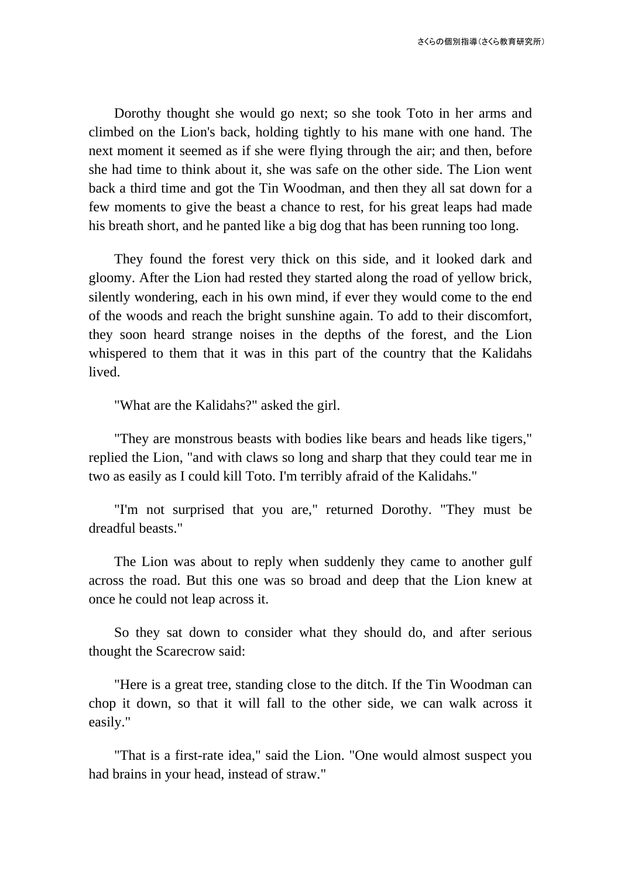Dorothy thought she would go next; so she took Toto in her arms and climbed on the Lion's back, holding tightly to his mane with one hand. The next moment it seemed as if she were flying through the air; and then, before she had time to think about it, she was safe on the other side. The Lion went back a third time and got the Tin Woodman, and then they all sat down for a few moments to give the beast a chance to rest, for his great leaps had made his breath short, and he panted like a big dog that has been running too long.

They found the forest very thick on this side, and it looked dark and gloomy. After the Lion had rested they started along the road of yellow brick, silently wondering, each in his own mind, if ever they would come to the end of the woods and reach the bright sunshine again. To add to their discomfort, they soon heard strange noises in the depths of the forest, and the Lion whispered to them that it was in this part of the country that the Kalidahs lived.

"What are the Kalidahs?" asked the girl.

"They are monstrous beasts with bodies like bears and heads like tigers," replied the Lion, "and with claws so long and sharp that they could tear me in two as easily as I could kill Toto. I'm terribly afraid of the Kalidahs."

"I'm not surprised that you are," returned Dorothy. "They must be dreadful beasts."

The Lion was about to reply when suddenly they came to another gulf across the road. But this one was so broad and deep that the Lion knew at once he could not leap across it.

So they sat down to consider what they should do, and after serious thought the Scarecrow said:

"Here is a great tree, standing close to the ditch. If the Tin Woodman can chop it down, so that it will fall to the other side, we can walk across it easily."

"That is a first-rate idea," said the Lion. "One would almost suspect you had brains in your head, instead of straw."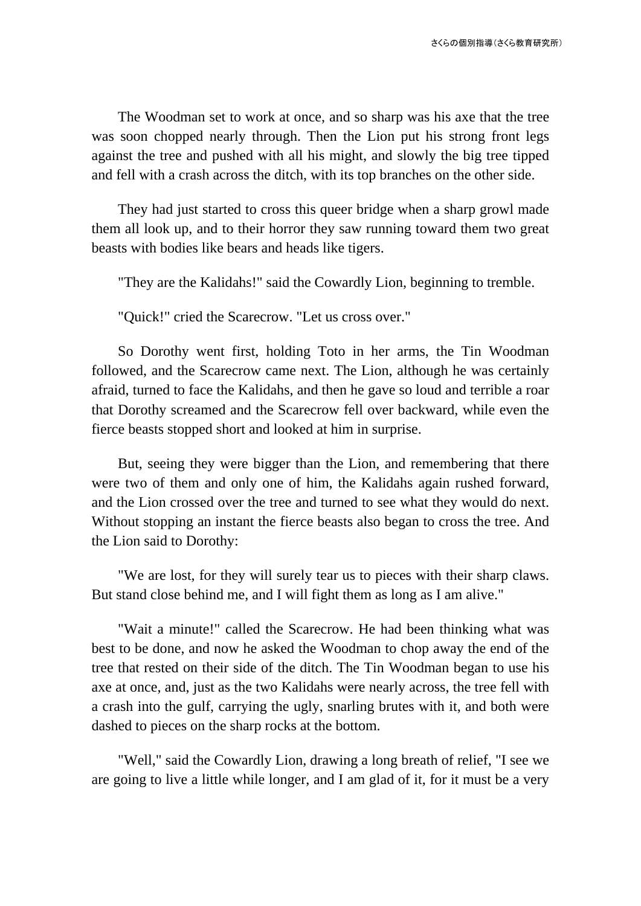The Woodman set to work at once, and so sharp was his axe that the tree was soon chopped nearly through. Then the Lion put his strong front legs against the tree and pushed with all his might, and slowly the big tree tipped and fell with a crash across the ditch, with its top branches on the other side.

They had just started to cross this queer bridge when a sharp growl made them all look up, and to their horror they saw running toward them two great beasts with bodies like bears and heads like tigers.

"They are the Kalidahs!" said the Cowardly Lion, beginning to tremble.

"Quick!" cried the Scarecrow. "Let us cross over."

So Dorothy went first, holding Toto in her arms, the Tin Woodman followed, and the Scarecrow came next. The Lion, although he was certainly afraid, turned to face the Kalidahs, and then he gave so loud and terrible a roar that Dorothy screamed and the Scarecrow fell over backward, while even the fierce beasts stopped short and looked at him in surprise.

But, seeing they were bigger than the Lion, and remembering that there were two of them and only one of him, the Kalidahs again rushed forward, and the Lion crossed over the tree and turned to see what they would do next. Without stopping an instant the fierce beasts also began to cross the tree. And the Lion said to Dorothy:

"We are lost, for they will surely tear us to pieces with their sharp claws. But stand close behind me, and I will fight them as long as I am alive."

"Wait a minute!" called the Scarecrow. He had been thinking what was best to be done, and now he asked the Woodman to chop away the end of the tree that rested on their side of the ditch. The Tin Woodman began to use his axe at once, and, just as the two Kalidahs were nearly across, the tree fell with a crash into the gulf, carrying the ugly, snarling brutes with it, and both were dashed to pieces on the sharp rocks at the bottom.

"Well," said the Cowardly Lion, drawing a long breath of relief, "I see we are going to live a little while longer, and I am glad of it, for it must be a very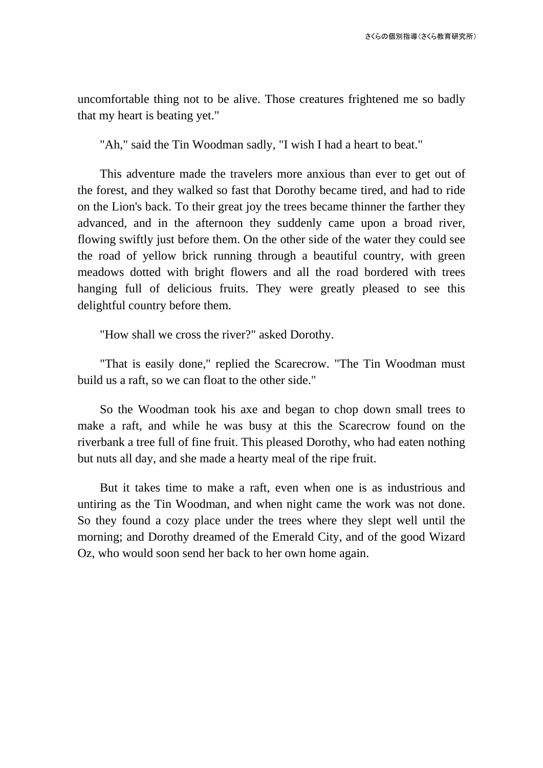uncomfortable thing not to be alive. Those creatures frightened me so badly that my heart is beating yet."

"Ah," said the Tin Woodman sadly, "I wish I had a heart to beat."

This adventure made the travelers more anxious than ever to get out of the forest, and they walked so fast that Dorothy became tired, and had to ride on the Lion's back. To their great joy the trees became thinner the farther they advanced, and in the afternoon they suddenly came upon a broad river, flowing swiftly just before them. On the other side of the water they could see the road of yellow brick running through a beautiful country, with green meadows dotted with bright flowers and all the road bordered with trees hanging full of delicious fruits. They were greatly pleased to see this delightful country before them.

"How shall we cross the river?" asked Dorothy.

"That is easily done," replied the Scarecrow. "The Tin Woodman must build us a raft, so we can float to the other side."

So the Woodman took his axe and began to chop down small trees to make a raft, and while he was busy at this the Scarecrow found on the riverbank a tree full of fine fruit. This pleased Dorothy, who had eaten nothing but nuts all day, and she made a hearty meal of the ripe fruit.

But it takes time to make a raft, even when one is as industrious and untiring as the Tin Woodman, and when night came the work was not done. So they found a cozy place under the trees where they slept well until the morning; and Dorothy dreamed of the Emerald City, and of the good Wizard Oz, who would soon send her back to her own home again.